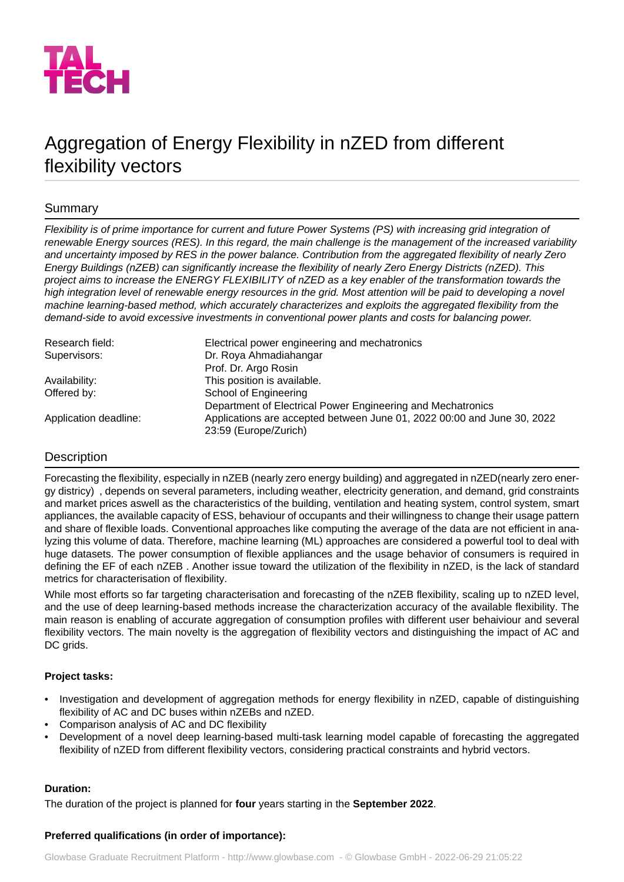TAL TECH

# Aggregation of Energy Flexibility in nZED from different flexibility vectors

## Summary

*Flexibility is of prime importance for current and future Power Systems (PS) with increasing grid integration of renewable Energy sources (RES). In this regard, the main challenge is the management of the increased variability and uncertainty imposed by RES in the power balance. Contribution from the aggregated flexibility of nearly Zero Energy Buildings (nZEB) can significantly increase the flexibility of nearly Zero Energy Districts (nZED). This project aims to increase the ENERGY FLEXIBILITY of nZED as a key enabler of the transformation towards the high integration level of renewable energy resources in the grid. Most attention will be paid to developing a novel machine learning-based method, which accurately characterizes and exploits the aggregated flexibility from the demand-side to avoid excessive investments in conventional power plants and costs for balancing power.*

| | |
|---|---|
| Research field: | Electrical power engineering and mechatronics |
| Supervisors: | Dr. Roya Ahmadiahangar<br>Prof. Dr. Argo Rosin |
| Availability: | This position is available. |
| Offered by: | School of Engineering<br>Department of Electrical Power Engineering and Mechatronics |
| Application deadline: | Applications are accepted between June 01, 2022 00:00 and June 30, 2022 23:59 (Europe/Zurich) |

## Description

Forecasting the flexibility, especially in nZEB (nearly zero energy building) and aggregated in nZED(nearly zero energy districty) , depends on several parameters, including weather, electricity generation, and demand, grid constraints and market prices aswell as the characteristics of the building, ventilation and heating system, control system, smart appliances, the available capacity of ESS, behaviour of occupants and their willingness to change their usage pattern and share of flexible loads. Conventional approaches like computing the average of the data are not efficient in analyzing this volume of data. Therefore, machine learning (ML) approaches are considered a powerful tool to deal with huge datasets. The power consumption of flexible appliances and the usage behavior of consumers is required in defining the EF of each nZEB . Another issue toward the utilization of the flexibility in nZED, is the lack of standard metrics for characterisation of flexibility.

While most efforts so far targeting characterisation and forecasting of the nZEB flexibility, scaling up to nZED level, and the use of deep learning-based methods increase the characterization accuracy of the available flexibility. The main reason is enabling of accurate aggregation of consumption profiles with different user behaiviour and several flexibility vectors. The main novelty is the aggregation of flexibility vectors and distinguishing the impact of AC and DC grids.

**Project tasks:**

- Investigation and development of aggregation methods for energy flexibility in nZED, capable of distinguishing flexibility of AC and DC buses within nZEBs and nZED.
- Comparison analysis of AC and DC flexibility
- Development of a novel deep learning-based multi-task learning model capable of forecasting the aggregated flexibility of nZED from different flexibility vectors, considering practical constraints and hybrid vectors.

**Duration:**

The duration of the project is planned for **four** years starting in the **September 2022**.

**Preferred qualifications (in order of importance):**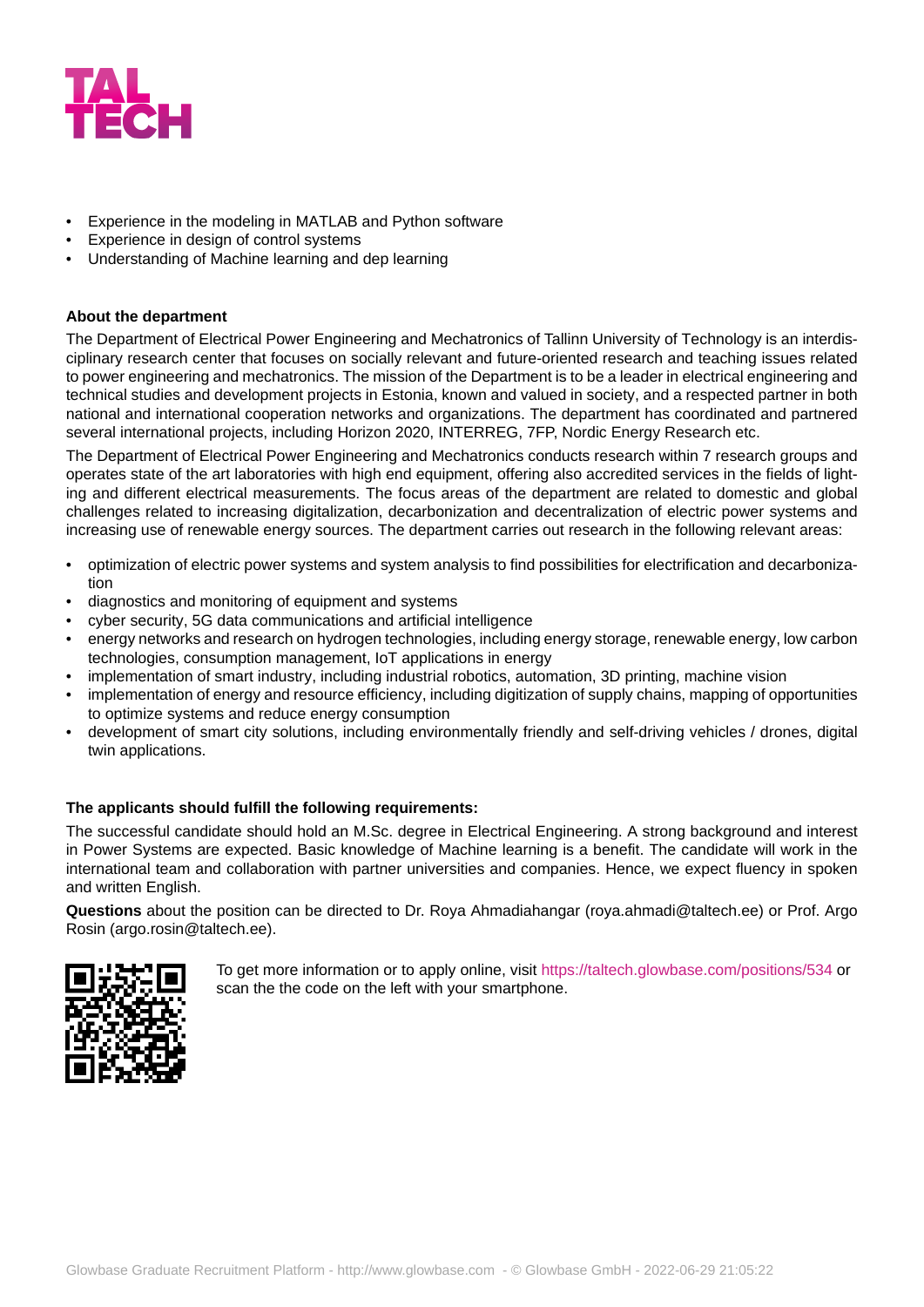- Experience in the modeling in MATLAB and Python software
- Experience in design of control systems
- Understanding of Machine learning and dep learning

**About the department**

The Department of Electrical Power Engineering and Mechatronics of Tallinn University of Technology is an interdisciplinary research center that focuses on socially relevant and future-oriented research and teaching issues related to power engineering and mechatronics. The mission of the Department is to be a leader in electrical engineering and technical studies and development projects in Estonia, known and valued in society, and a respected partner in both national and international cooperation networks and organizations. The department has coordinated and partnered several international projects, including Horizon 2020, INTERREG, 7FP, Nordic Energy Research etc.

The Department of Electrical Power Engineering and Mechatronics conducts research within 7 research groups and operates state of the art laboratories with high end equipment, offering also accredited services in the fields of lighting and different electrical measurements. The focus areas of the department are related to domestic and global challenges related to increasing digitalization, decarbonization and decentralization of electric power systems and increasing use of renewable energy sources. The department carries out research in the following relevant areas:

- optimization of electric power systems and system analysis to find possibilities for electrification and decarbonization
- diagnostics and monitoring of equipment and systems
- cyber security, 5G data communications and artificial intelligence
- energy networks and research on hydrogen technologies, including energy storage, renewable energy, low carbon technologies, consumption management, IoT applications in energy
- implementation of smart industry, including industrial robotics, automation, 3D printing, machine vision
- implementation of energy and resource efficiency, including digitization of supply chains, mapping of opportunities to optimize systems and reduce energy consumption
- development of smart city solutions, including environmentally friendly and self-driving vehicles / drones, digital twin applications.

**The applicants should fulfill the following requirements:**

The successful candidate should hold an M.Sc. degree in Electrical Engineering. A strong background and interest in Power Systems are expected. Basic knowledge of Machine learning is a benefit. The candidate will work in the international team and collaboration with partner universities and companies. Hence, we expect fluency in spoken and written English.

**Questions** about the position can be directed to Dr. Roya Ahmadiahangar (roya.ahmadi@taltech.ee) or Prof. Argo Rosin (argo.rosin@taltech.ee).

To get more information or to apply online, visit https://taltech.glowbase.com/positions/534 or scan the the code on the left with your smartphone.